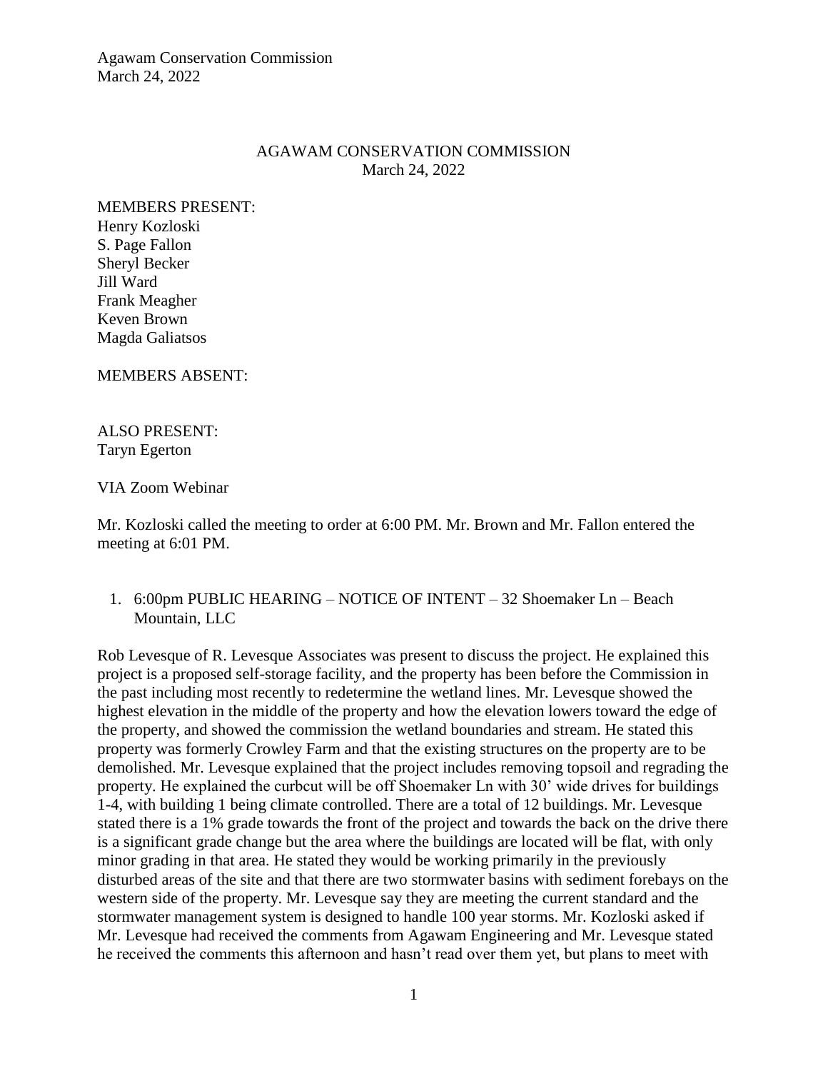# AGAWAM CONSERVATION COMMISSION
March 24, 2022

MEMBERS PRESENT:
Henry Kozloski
S. Page Fallon
Sheryl Becker
Jill Ward
Frank Meagher
Keven Brown
Magda Galiatsos

MEMBERS ABSENT:

ALSO PRESENT:
Taryn Egerton

VIA Zoom Webinar

Mr. Kozloski called the meeting to order at 6:00 PM. Mr. Brown and Mr. Fallon entered the meeting at 6:01 PM.

1. 6:00pm PUBLIC HEARING – NOTICE OF INTENT – 32 Shoemaker Ln – Beach Mountain, LLC

Rob Levesque of R. Levesque Associates was present to discuss the project. He explained this project is a proposed self-storage facility, and the property has been before the Commission in the past including most recently to redetermine the wetland lines. Mr. Levesque showed the highest elevation in the middle of the property and how the elevation lowers toward the edge of the property, and showed the commission the wetland boundaries and stream. He stated this property was formerly Crowley Farm and that the existing structures on the property are to be demolished. Mr. Levesque explained that the project includes removing topsoil and regrading the property. He explained the curbcut will be off Shoemaker Ln with 30' wide drives for buildings 1-4, with building 1 being climate controlled. There are a total of 12 buildings. Mr. Levesque stated there is a 1% grade towards the front of the project and towards the back on the drive there is a significant grade change but the area where the buildings are located will be flat, with only minor grading in that area. He stated they would be working primarily in the previously disturbed areas of the site and that there are two stormwater basins with sediment forebays on the western side of the property. Mr. Levesque say they are meeting the current standard and the stormwater management system is designed to handle 100 year storms. Mr. Kozloski asked if Mr. Levesque had received the comments from Agawam Engineering and Mr. Levesque stated he received the comments this afternoon and hasn't read over them yet, but plans to meet with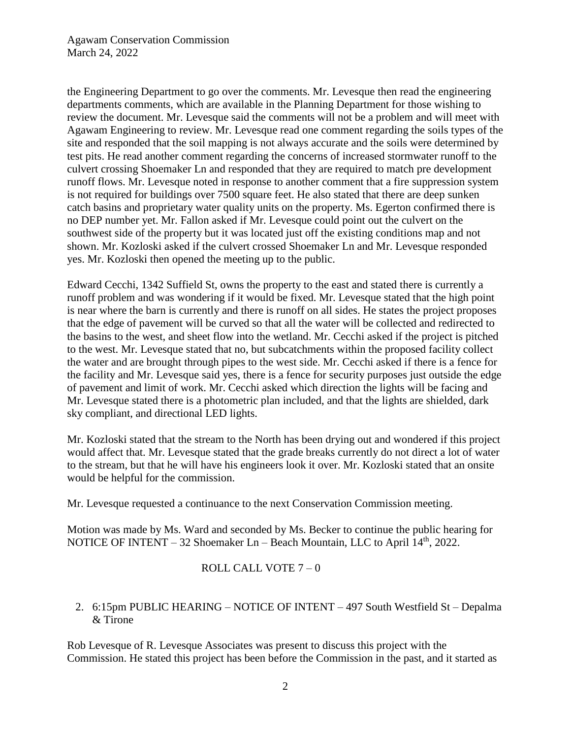the Engineering Department to go over the comments. Mr. Levesque then read the engineering departments comments, which are available in the Planning Department for those wishing to review the document. Mr. Levesque said the comments will not be a problem and will meet with Agawam Engineering to review. Mr. Levesque read one comment regarding the soils types of the site and responded that the soil mapping is not always accurate and the soils were determined by test pits. He read another comment regarding the concerns of increased stormwater runoff to the culvert crossing Shoemaker Ln and responded that they are required to match pre development runoff flows. Mr. Levesque noted in response to another comment that a fire suppression system is not required for buildings over 7500 square feet. He also stated that there are deep sunken catch basins and proprietary water quality units on the property. Ms. Egerton confirmed there is no DEP number yet. Mr. Fallon asked if Mr. Levesque could point out the culvert on the southwest side of the property but it was located just off the existing conditions map and not shown. Mr. Kozloski asked if the culvert crossed Shoemaker Ln and Mr. Levesque responded yes. Mr. Kozloski then opened the meeting up to the public.

Edward Cecchi, 1342 Suffield St, owns the property to the east and stated there is currently a runoff problem and was wondering if it would be fixed. Mr. Levesque stated that the high point is near where the barn is currently and there is runoff on all sides. He states the project proposes that the edge of pavement will be curved so that all the water will be collected and redirected to the basins to the west, and sheet flow into the wetland. Mr. Cecchi asked if the project is pitched to the west. Mr. Levesque stated that no, but subcatchments within the proposed facility collect the water and are brought through pipes to the west side. Mr. Cecchi asked if there is a fence for the facility and Mr. Levesque said yes, there is a fence for security purposes just outside the edge of pavement and limit of work. Mr. Cecchi asked which direction the lights will be facing and Mr. Levesque stated there is a photometric plan included, and that the lights are shielded, dark sky compliant, and directional LED lights.

Mr. Kozloski stated that the stream to the North has been drying out and wondered if this project would affect that. Mr. Levesque stated that the grade breaks currently do not direct a lot of water to the stream, but that he will have his engineers look it over. Mr. Kozloski stated that an onsite would be helpful for the commission.

Mr. Levesque requested a continuance to the next Conservation Commission meeting.

Motion was made by Ms. Ward and seconded by Ms. Becker to continue the public hearing for NOTICE OF INTENT – 32 Shoemaker Ln – Beach Mountain, LLC to April 14th, 2022.

ROLL CALL VOTE 7 – 0

2. 6:15pm PUBLIC HEARING – NOTICE OF INTENT – 497 South Westfield St – Depalma & Tirone

Rob Levesque of R. Levesque Associates was present to discuss this project with the Commission. He stated this project has been before the Commission in the past, and it started as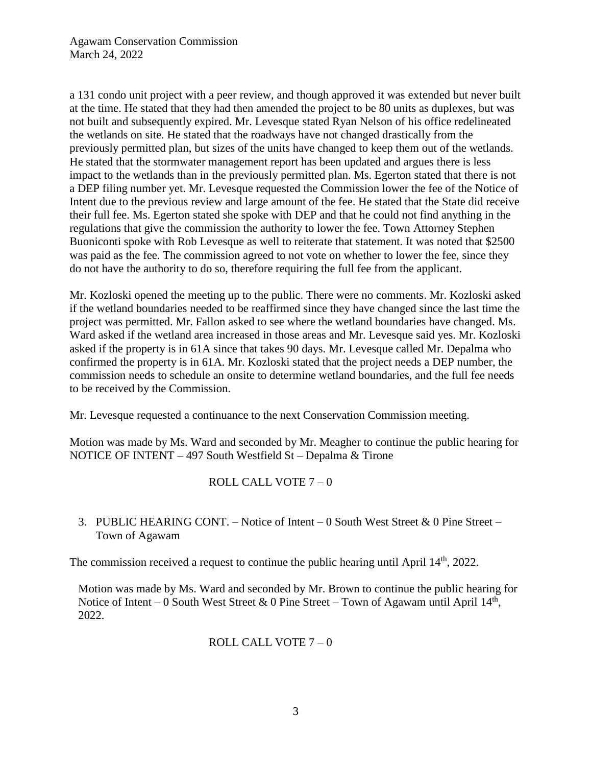a 131 condo unit project with a peer review, and though approved it was extended but never built at the time. He stated that they had then amended the project to be 80 units as duplexes, but was not built and subsequently expired. Mr. Levesque stated Ryan Nelson of his office redelineated the wetlands on site. He stated that the roadways have not changed drastically from the previously permitted plan, but sizes of the units have changed to keep them out of the wetlands. He stated that the stormwater management report has been updated and argues there is less impact to the wetlands than in the previously permitted plan. Ms. Egerton stated that there is not a DEP filing number yet. Mr. Levesque requested the Commission lower the fee of the Notice of Intent due to the previous review and large amount of the fee. He stated that the State did receive their full fee. Ms. Egerton stated she spoke with DEP and that he could not find anything in the regulations that give the commission the authority to lower the fee. Town Attorney Stephen Buoniconti spoke with Rob Levesque as well to reiterate that statement. It was noted that $2500 was paid as the fee. The commission agreed to not vote on whether to lower the fee, since they do not have the authority to do so, therefore requiring the full fee from the applicant.

Mr. Kozloski opened the meeting up to the public. There were no comments. Mr. Kozloski asked if the wetland boundaries needed to be reaffirmed since they have changed since the last time the project was permitted. Mr. Fallon asked to see where the wetland boundaries have changed. Ms. Ward asked if the wetland area increased in those areas and Mr. Levesque said yes. Mr. Kozloski asked if the property is in 61A since that takes 90 days. Mr. Levesque called Mr. Depalma who confirmed the property is in 61A. Mr. Kozloski stated that the project needs a DEP number, the commission needs to schedule an onsite to determine wetland boundaries, and the full fee needs to be received by the Commission.

Mr. Levesque requested a continuance to the next Conservation Commission meeting.

Motion was made by Ms. Ward and seconded by Mr. Meagher to continue the public hearing for NOTICE OF INTENT – 497 South Westfield St – Depalma & Tirone

ROLL CALL VOTE 7 – 0

3. PUBLIC HEARING CONT. – Notice of Intent – 0 South West Street & 0 Pine Street – Town of Agawam

The commission received a request to continue the public hearing until April 14th, 2022.

Motion was made by Ms. Ward and seconded by Mr. Brown to continue the public hearing for Notice of Intent – 0 South West Street & 0 Pine Street – Town of Agawam until April 14th, 2022.

ROLL CALL VOTE 7 – 0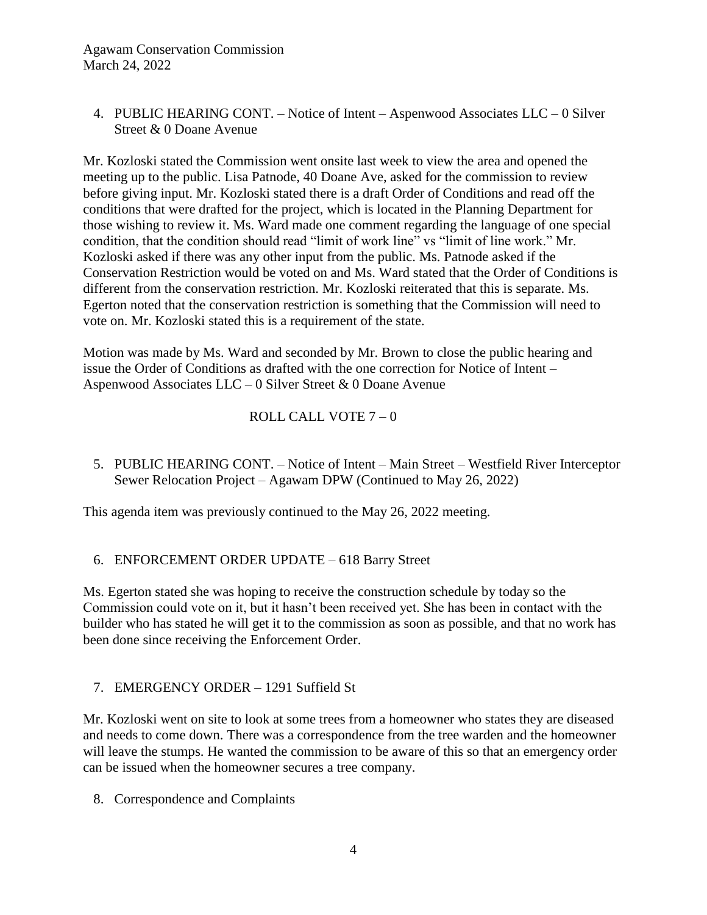4. PUBLIC HEARING CONT. – Notice of Intent – Aspenwood Associates LLC – 0 Silver Street & 0 Doane Avenue

Mr. Kozloski stated the Commission went onsite last week to view the area and opened the meeting up to the public. Lisa Patnode, 40 Doane Ave, asked for the commission to review before giving input. Mr. Kozloski stated there is a draft Order of Conditions and read off the conditions that were drafted for the project, which is located in the Planning Department for those wishing to review it. Ms. Ward made one comment regarding the language of one special condition, that the condition should read "limit of work line" vs "limit of line work." Mr. Kozloski asked if there was any other input from the public. Ms. Patnode asked if the Conservation Restriction would be voted on and Ms. Ward stated that the Order of Conditions is different from the conservation restriction. Mr. Kozloski reiterated that this is separate. Ms. Egerton noted that the conservation restriction is something that the Commission will need to vote on. Mr. Kozloski stated this is a requirement of the state.

Motion was made by Ms. Ward and seconded by Mr. Brown to close the public hearing and issue the Order of Conditions as drafted with the one correction for Notice of Intent – Aspenwood Associates LLC – 0 Silver Street & 0 Doane Avenue

ROLL CALL VOTE 7 – 0

5. PUBLIC HEARING CONT. – Notice of Intent – Main Street – Westfield River Interceptor Sewer Relocation Project – Agawam DPW (Continued to May 26, 2022)

This agenda item was previously continued to the May 26, 2022 meeting.

6. ENFORCEMENT ORDER UPDATE – 618 Barry Street

Ms. Egerton stated she was hoping to receive the construction schedule by today so the Commission could vote on it, but it hasn't been received yet. She has been in contact with the builder who has stated he will get it to the commission as soon as possible, and that no work has been done since receiving the Enforcement Order.

7. EMERGENCY ORDER – 1291 Suffield St

Mr. Kozloski went on site to look at some trees from a homeowner who states they are diseased and needs to come down. There was a correspondence from the tree warden and the homeowner will leave the stumps. He wanted the commission to be aware of this so that an emergency order can be issued when the homeowner secures a tree company.

8. Correspondence and Complaints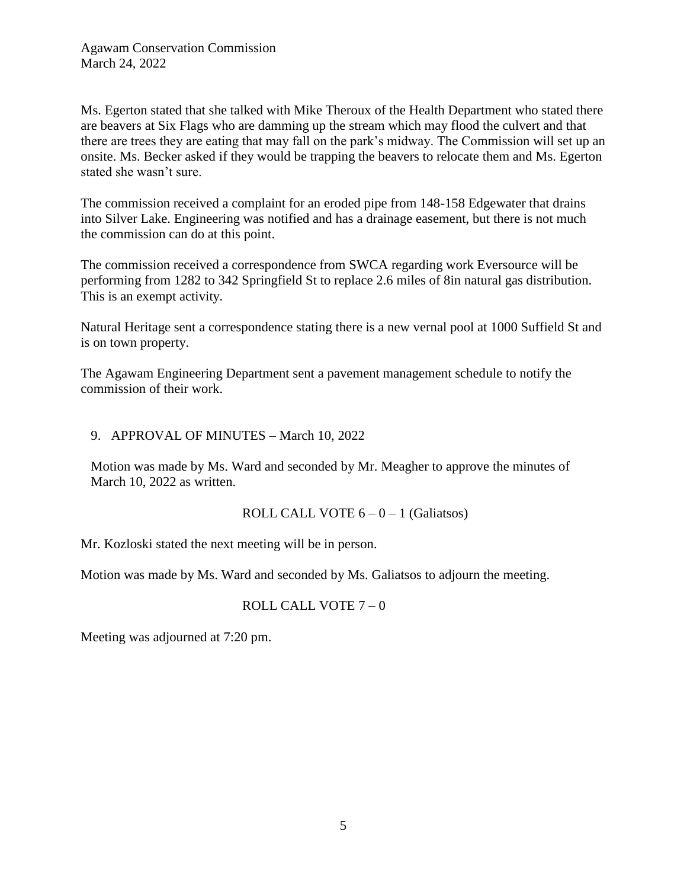Ms. Egerton stated that she talked with Mike Theroux of the Health Department who stated there are beavers at Six Flags who are damming up the stream which may flood the culvert and that there are trees they are eating that may fall on the park's midway. The Commission will set up an onsite. Ms. Becker asked if they would be trapping the beavers to relocate them and Ms. Egerton stated she wasn't sure.

The commission received a complaint for an eroded pipe from 148-158 Edgewater that drains into Silver Lake. Engineering was notified and has a drainage easement, but there is not much the commission can do at this point.

The commission received a correspondence from SWCA regarding work Eversource will be performing from 1282 to 342 Springfield St to replace 2.6 miles of 8in natural gas distribution. This is an exempt activity.

Natural Heritage sent a correspondence stating there is a new vernal pool at 1000 Suffield St and is on town property.

The Agawam Engineering Department sent a pavement management schedule to notify the commission of their work.

9. APPROVAL OF MINUTES – March 10, 2022

Motion was made by Ms. Ward and seconded by Mr. Meagher to approve the minutes of March 10, 2022 as written.

ROLL CALL VOTE 6 – 0 – 1 (Galiatsos)

Mr. Kozloski stated the next meeting will be in person.

Motion was made by Ms. Ward and seconded by Ms. Galiatsos to adjourn the meeting.

ROLL CALL VOTE 7 – 0

Meeting was adjourned at 7:20 pm.